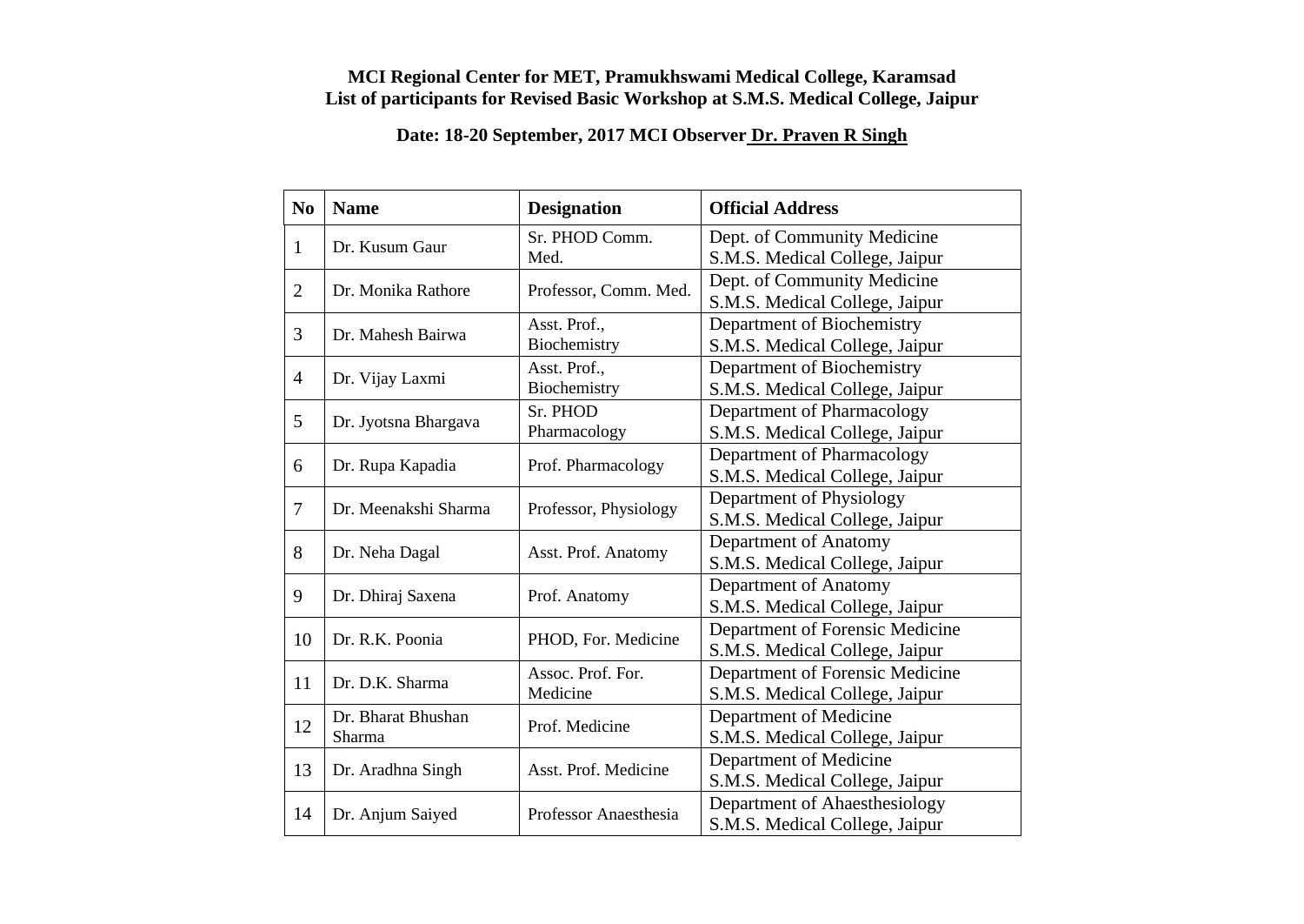**MCI Regional Center for MET, Pramukhswami Medical College, Karamsad**
**List of participants for Revised Basic Workshop at S.M.S. Medical College, Jaipur**

**Date: 18-20 September, 2017 MCI Observer Dr. Praven R Singh**

| No | Name | Designation | Official Address |
|---|---|---|---|
| 1 | Dr. Kusum Gaur | Sr. PHOD Comm. Med. | Dept. of Community Medicine S.M.S. Medical College, Jaipur |
| 2 | Dr. Monika Rathore | Professor, Comm. Med. | Dept. of Community Medicine S.M.S. Medical College, Jaipur |
| 3 | Dr. Mahesh Bairwa | Asst. Prof., Biochemistry | Department of Biochemistry S.M.S. Medical College, Jaipur |
| 4 | Dr. Vijay Laxmi | Asst. Prof., Biochemistry | Department of Biochemistry S.M.S. Medical College, Jaipur |
| 5 | Dr. Jyotsna Bhargava | Sr. PHOD Pharmacology | Department of Pharmacology S.M.S. Medical College, Jaipur |
| 6 | Dr. Rupa Kapadia | Prof. Pharmacology | Department of Pharmacology S.M.S. Medical College, Jaipur |
| 7 | Dr. Meenakshi Sharma | Professor, Physiology | Department of Physiology S.M.S. Medical College, Jaipur |
| 8 | Dr. Neha Dagal | Asst. Prof. Anatomy | Department of Anatomy S.M.S. Medical College, Jaipur |
| 9 | Dr. Dhiraj Saxena | Prof. Anatomy | Department of Anatomy S.M.S. Medical College, Jaipur |
| 10 | Dr. R.K. Poonia | PHOD, For. Medicine | Department of Forensic Medicine S.M.S. Medical College, Jaipur |
| 11 | Dr. D.K. Sharma | Assoc. Prof. For. Medicine | Department of Forensic Medicine S.M.S. Medical College, Jaipur |
| 12 | Dr. Bharat Bhushan Sharma | Prof. Medicine | Department of Medicine S.M.S. Medical College, Jaipur |
| 13 | Dr. Aradhna Singh | Asst. Prof. Medicine | Department of Medicine S.M.S. Medical College, Jaipur |
| 14 | Dr. Anjum Saiyed | Professor Anaesthesia | Department of Ahaesthesiology S.M.S. Medical College, Jaipur |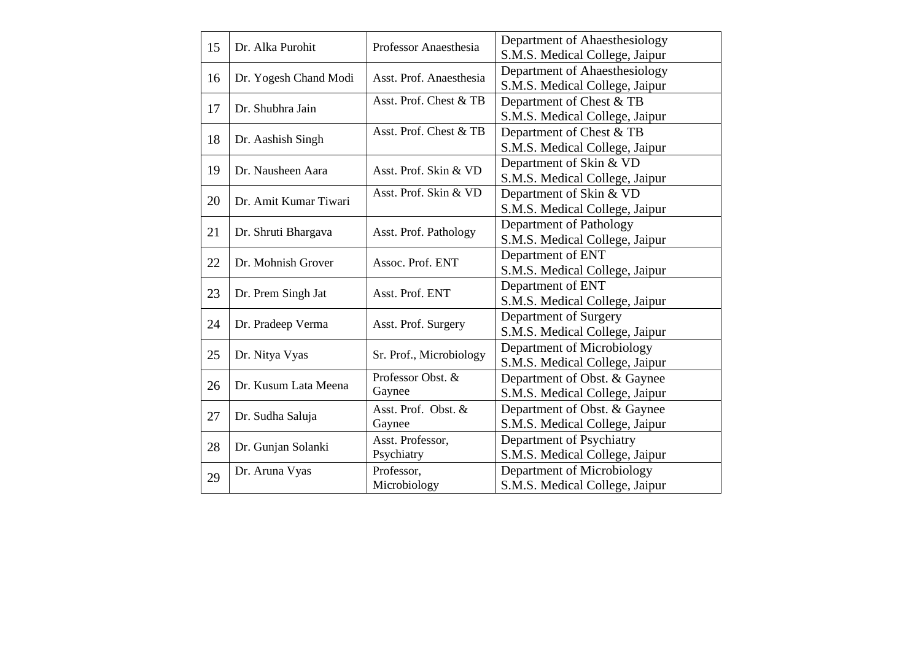| 15 | Dr. Alka Purohit | Professor Anaesthesia | Department of Ahaesthesiology S.M.S. Medical College, Jaipur |
|---|---|---|---|
| 16 | Dr. Yogesh Chand Modi | Asst. Prof. Anaesthesia | Department of Ahaesthesiology S.M.S. Medical College, Jaipur |
| 17 | Dr. Shubhra Jain | Asst. Prof. Chest & TB | Department of Chest & TB S.M.S. Medical College, Jaipur |
| 18 | Dr. Aashish Singh | Asst. Prof. Chest & TB | Department of Chest & TB S.M.S. Medical College, Jaipur |
| 19 | Dr. Nausheen Aara | Asst. Prof. Skin & VD | Department of Skin & VD S.M.S. Medical College, Jaipur |
| 20 | Dr. Amit Kumar Tiwari | Asst. Prof. Skin & VD | Department of Skin & VD S.M.S. Medical College, Jaipur |
| 21 | Dr. Shruti Bhargava | Asst. Prof. Pathology | Department of Pathology S.M.S. Medical College, Jaipur |
| 22 | Dr. Mohnish Grover | Assoc. Prof. ENT | Department of ENT S.M.S. Medical College, Jaipur |
| 23 | Dr. Prem Singh Jat | Asst. Prof. ENT | Department of ENT S.M.S. Medical College, Jaipur |
| 24 | Dr. Pradeep Verma | Asst. Prof. Surgery | Department of Surgery S.M.S. Medical College, Jaipur |
| 25 | Dr. Nitya Vyas | Sr. Prof., Microbiology | Department of Microbiology S.M.S. Medical College, Jaipur |
| 26 | Dr. Kusum Lata Meena | Professor Obst. & Gaynee | Department of Obst. & Gaynee S.M.S. Medical College, Jaipur |
| 27 | Dr. Sudha Saluja | Asst. Prof. Obst. & Gaynee | Department of Obst. & Gaynee S.M.S. Medical College, Jaipur |
| 28 | Dr. Gunjan Solanki | Asst. Professor, Psychiatry | Department of Psychiatry S.M.S. Medical College, Jaipur |
| 29 | Dr. Aruna Vyas | Professor, Microbiology | Department of Microbiology S.M.S. Medical College, Jaipur |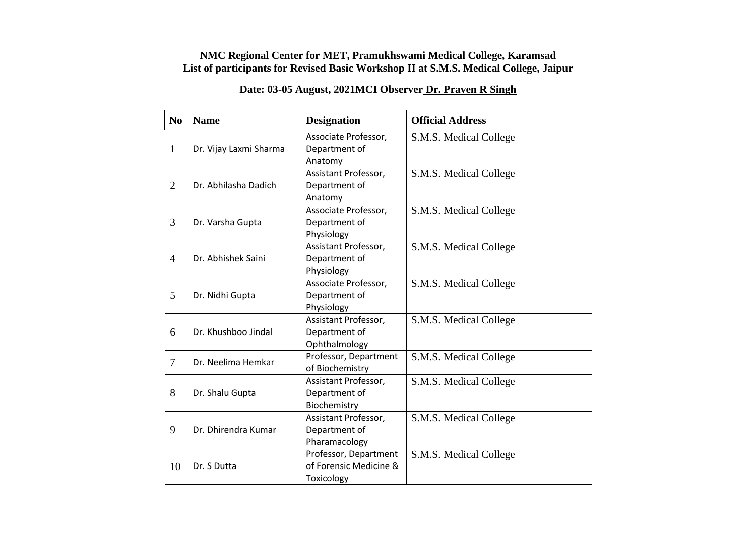**NMC Regional Center for MET, Pramukhswami Medical College, Karamsad**
**List of participants for Revised Basic Workshop II at S.M.S. Medical College, Jaipur**

**Date: 03-05 August, 2021MCI Observer Dr. Praven R Singh**

| No | Name | Designation | Official Address |
|---|---|---|---|
| 1 | Dr. Vijay Laxmi Sharma | Associate Professor, Department of Anatomy | S.M.S. Medical College |
| 2 | Dr. Abhilasha Dadich | Assistant Professor, Department of Anatomy | S.M.S. Medical College |
| 3 | Dr. Varsha Gupta | Associate Professor, Department of Physiology | S.M.S. Medical College |
| 4 | Dr. Abhishek Saini | Assistant Professor, Department of Physiology | S.M.S. Medical College |
| 5 | Dr. Nidhi Gupta | Associate Professor, Department of Physiology | S.M.S. Medical College |
| 6 | Dr. Khushboo Jindal | Assistant Professor, Department of Ophthalmology | S.M.S. Medical College |
| 7 | Dr. Neelima Hemkar | Professor, Department of Biochemistry | S.M.S. Medical College |
| 8 | Dr. Shalu Gupta | Assistant Professor, Department of Biochemistry | S.M.S. Medical College |
| 9 | Dr. Dhirendra Kumar | Assistant Professor, Department of Pharamacology | S.M.S. Medical College |
| 10 | Dr. S Dutta | Professor, Department of Forensic Medicine & Toxicology | S.M.S. Medical College |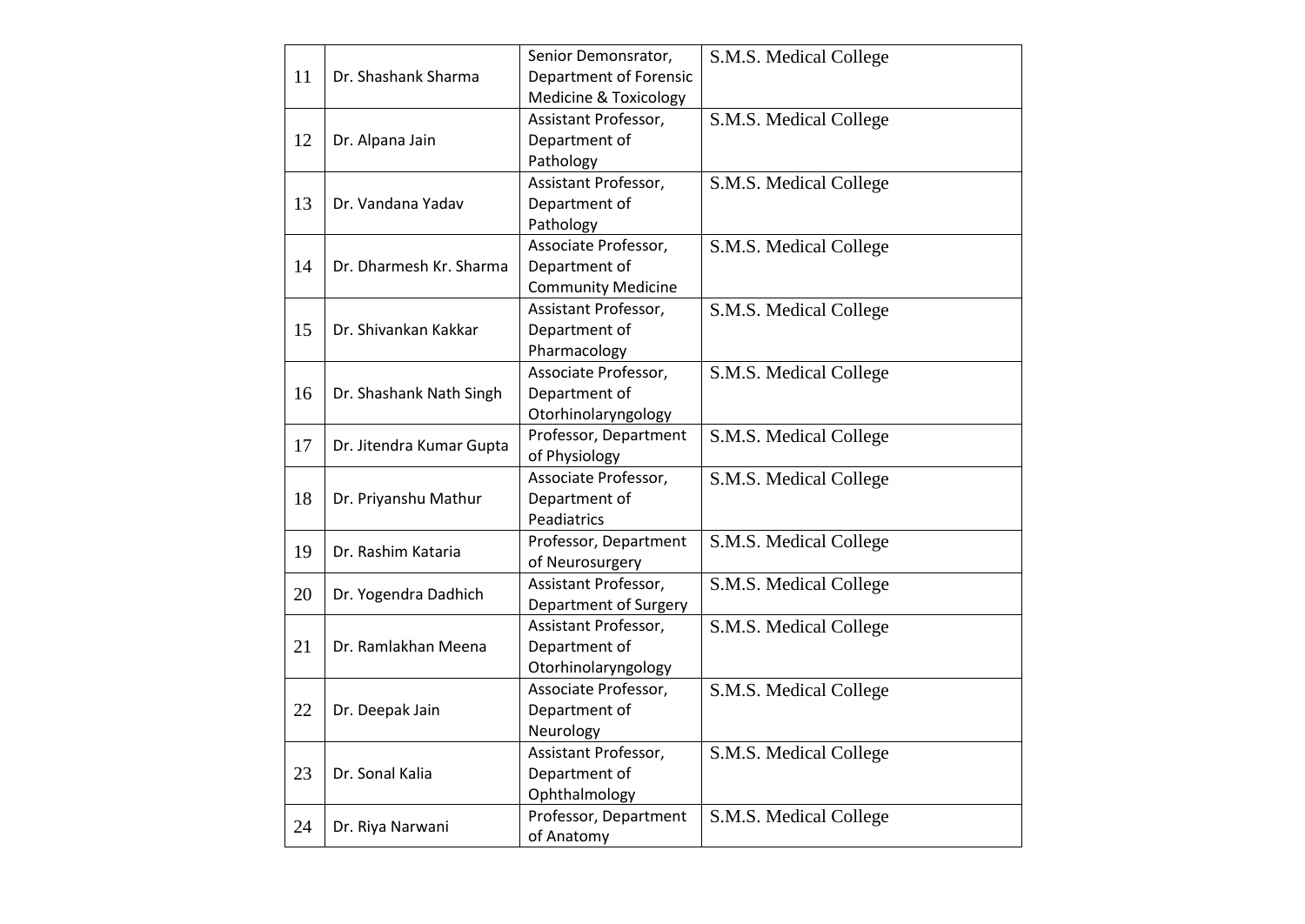| 11 | Dr. Shashank Sharma | Senior Demonsrator, Department of Forensic Medicine & Toxicology | S.M.S. Medical College |
|---|---|---|---|
| 12 | Dr. Alpana Jain | Assistant Professor, Department of Pathology | S.M.S. Medical College |
| 13 | Dr. Vandana Yadav | Assistant Professor, Department of Pathology | S.M.S. Medical College |
| 14 | Dr. Dharmesh Kr. Sharma | Associate Professor, Department of Community Medicine | S.M.S. Medical College |
| 15 | Dr. Shivankan Kakkar | Assistant Professor, Department of Pharmacology | S.M.S. Medical College |
| 16 | Dr. Shashank Nath Singh | Associate Professor, Department of Otorhinolaryngology | S.M.S. Medical College |
| 17 | Dr. Jitendra Kumar Gupta | Professor, Department of Physiology | S.M.S. Medical College |
| 18 | Dr. Priyanshu Mathur | Associate Professor, Department of Peadiatrics | S.M.S. Medical College |
| 19 | Dr. Rashim Kataria | Professor, Department of Neurosurgery | S.M.S. Medical College |
| 20 | Dr. Yogendra Dadhich | Assistant Professor, Department of Surgery | S.M.S. Medical College |
| 21 | Dr. Ramlakhan Meena | Assistant Professor, Department of Otorhinolaryngology | S.M.S. Medical College |
| 22 | Dr. Deepak Jain | Associate Professor, Department of Neurology | S.M.S. Medical College |
| 23 | Dr. Sonal Kalia | Assistant Professor, Department of Ophthalmology | S.M.S. Medical College |
| 24 | Dr. Riya Narwani | Professor, Department of Anatomy | S.M.S. Medical College |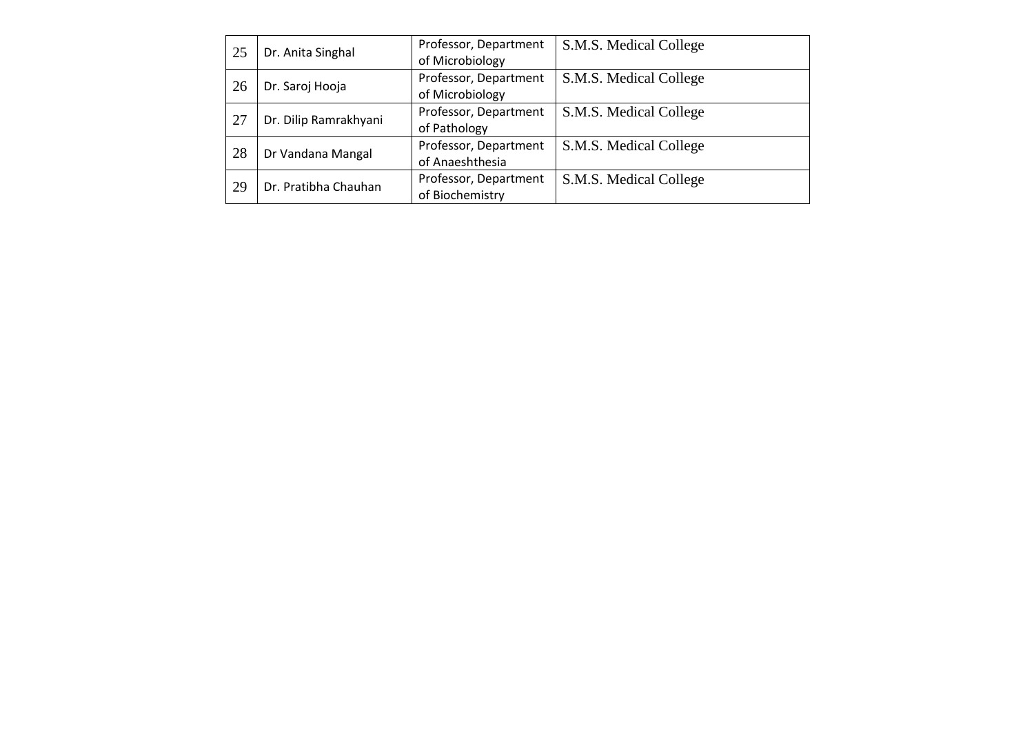| | | | |
|---|---|---|---|
| 25 | Dr. Anita Singhal | Professor, Department of Microbiology | S.M.S. Medical College |
| 26 | Dr. Saroj Hooja | Professor, Department of Microbiology | S.M.S. Medical College |
| 27 | Dr. Dilip Ramrakhyani | Professor, Department of Pathology | S.M.S. Medical College |
| 28 | Dr Vandana Mangal | Professor, Department of Anaeshthesia | S.M.S. Medical College |
| 29 | Dr. Pratibha Chauhan | Professor, Department of Biochemistry | S.M.S. Medical College |